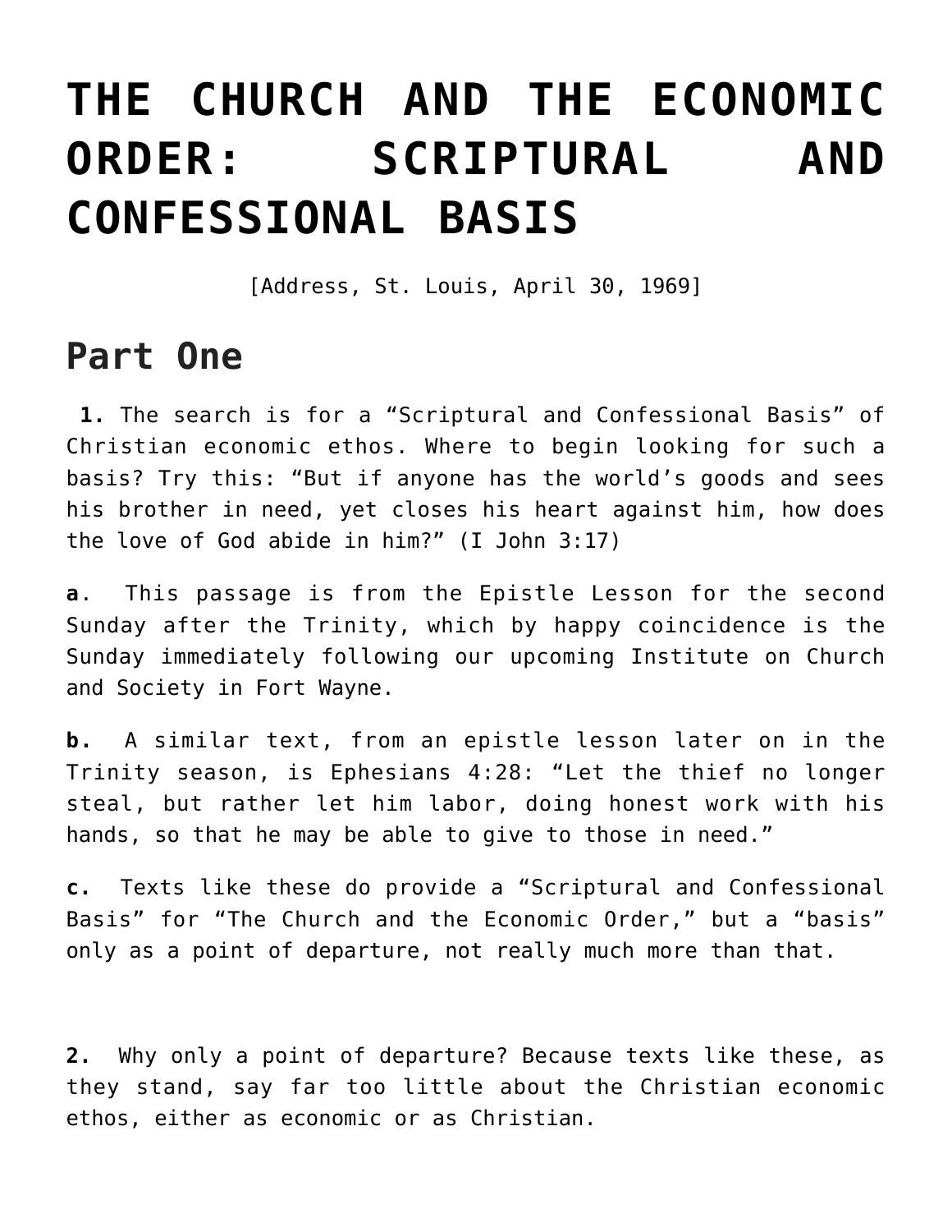# THE CHURCH AND THE ECONOMIC ORDER: SCRIPTURAL AND CONFESSIONAL BASIS

[Address, St. Louis, April 30, 1969]

## Part One

**1.** The search is for a "Scriptural and Confessional Basis" of Christian economic ethos. Where to begin looking for such a basis? Try this: "But if anyone has the world's goods and sees his brother in need, yet closes his heart against him, how does the love of God abide in him?" (I John 3:17)

**a**. This passage is from the Epistle Lesson for the second Sunday after the Trinity, which by happy coincidence is the Sunday immediately following our upcoming Institute on Church and Society in Fort Wayne.

**b.** A similar text, from an epistle lesson later on in the Trinity season, is Ephesians 4:28: "Let the thief no longer steal, but rather let him labor, doing honest work with his hands, so that he may be able to give to those in need."

**c.** Texts like these do provide a "Scriptural and Confessional Basis" for "The Church and the Economic Order," but a "basis" only as a point of departure, not really much more than that.

**2.** Why only a point of departure? Because texts like these, as they stand, say far too little about the Christian economic ethos, either as economic or as Christian.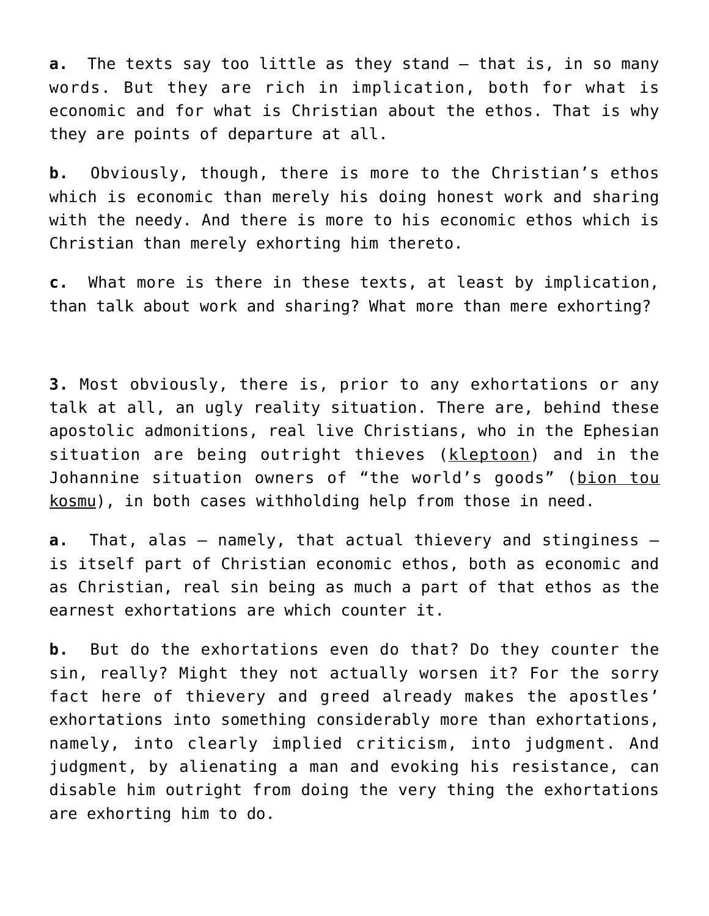**a.** The texts say too little as they stand — that is, in so many words. But they are rich in implication, both for what is economic and for what is Christian about the ethos. That is why they are points of departure at all.

**b.** Obviously, though, there is more to the Christian's ethos which is economic than merely his doing honest work and sharing with the needy. And there is more to his economic ethos which is Christian than merely exhorting him thereto.

**c.** What more is there in these texts, at least by implication, than talk about work and sharing? What more than mere exhorting?

**3.** Most obviously, there is, prior to any exhortations or any talk at all, an ugly reality situation. There are, behind these apostolic admonitions, real live Christians, who in the Ephesian situation are being outright thieves (kleptoon) and in the Johannine situation owners of "the world's goods" (bion tou kosmu), in both cases withholding help from those in need.

**a.** That, alas — namely, that actual thievery and stinginess — is itself part of Christian economic ethos, both as economic and as Christian, real sin being as much a part of that ethos as the earnest exhortations are which counter it.

**b.** But do the exhortations even do that? Do they counter the sin, really? Might they not actually worsen it? For the sorry fact here of thievery and greed already makes the apostles' exhortations into something considerably more than exhortations, namely, into clearly implied criticism, into judgment. And judgment, by alienating a man and evoking his resistance, can disable him outright from doing the very thing the exhortations are exhorting him to do.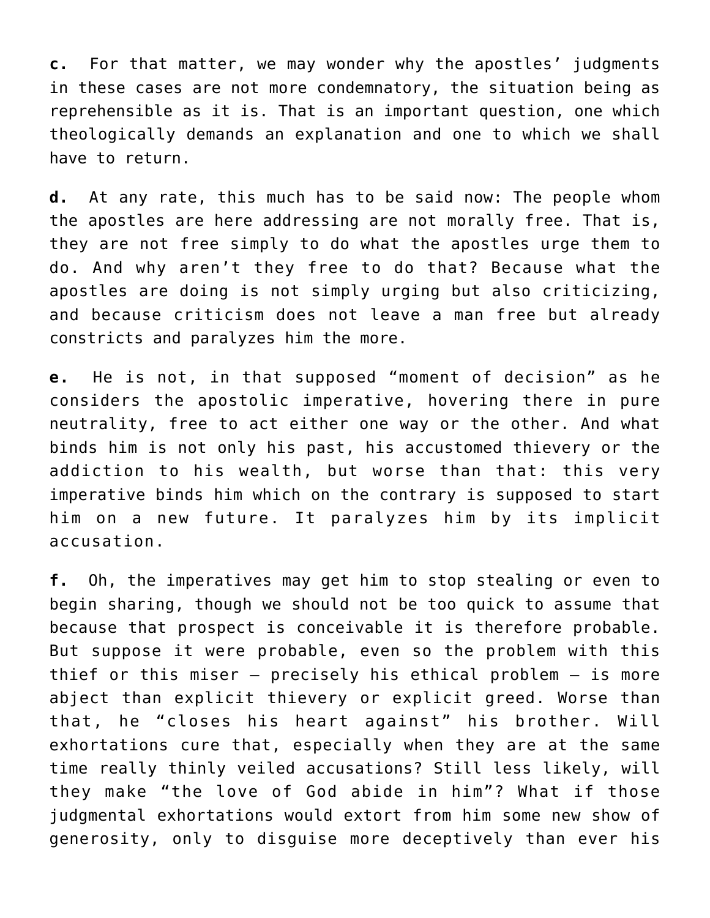**c.** For that matter, we may wonder why the apostles' judgments in these cases are not more condemnatory, the situation being as reprehensible as it is. That is an important question, one which theologically demands an explanation and one to which we shall have to return.

**d.** At any rate, this much has to be said now: The people whom the apostles are here addressing are not morally free. That is, they are not free simply to do what the apostles urge them to do. And why aren't they free to do that? Because what the apostles are doing is not simply urging but also criticizing, and because criticism does not leave a man free but already constricts and paralyzes him the more.

**e.** He is not, in that supposed "moment of decision" as he considers the apostolic imperative, hovering there in pure neutrality, free to act either one way or the other. And what binds him is not only his past, his accustomed thievery or the addiction to his wealth, but worse than that: this very imperative binds him which on the contrary is supposed to start him on a new future. It paralyzes him by its implicit accusation.

**f.** Oh, the imperatives may get him to stop stealing or even to begin sharing, though we should not be too quick to assume that because that prospect is conceivable it is therefore probable. But suppose it were probable, even so the problem with this thief or this miser – precisely his ethical problem – is more abject than explicit thievery or explicit greed. Worse than that, he "closes his heart against" his brother. Will exhortations cure that, especially when they are at the same time really thinly veiled accusations? Still less likely, will they make "the love of God abide in him"? What if those judgmental exhortations would extort from him some new show of generosity, only to disguise more deceptively than ever his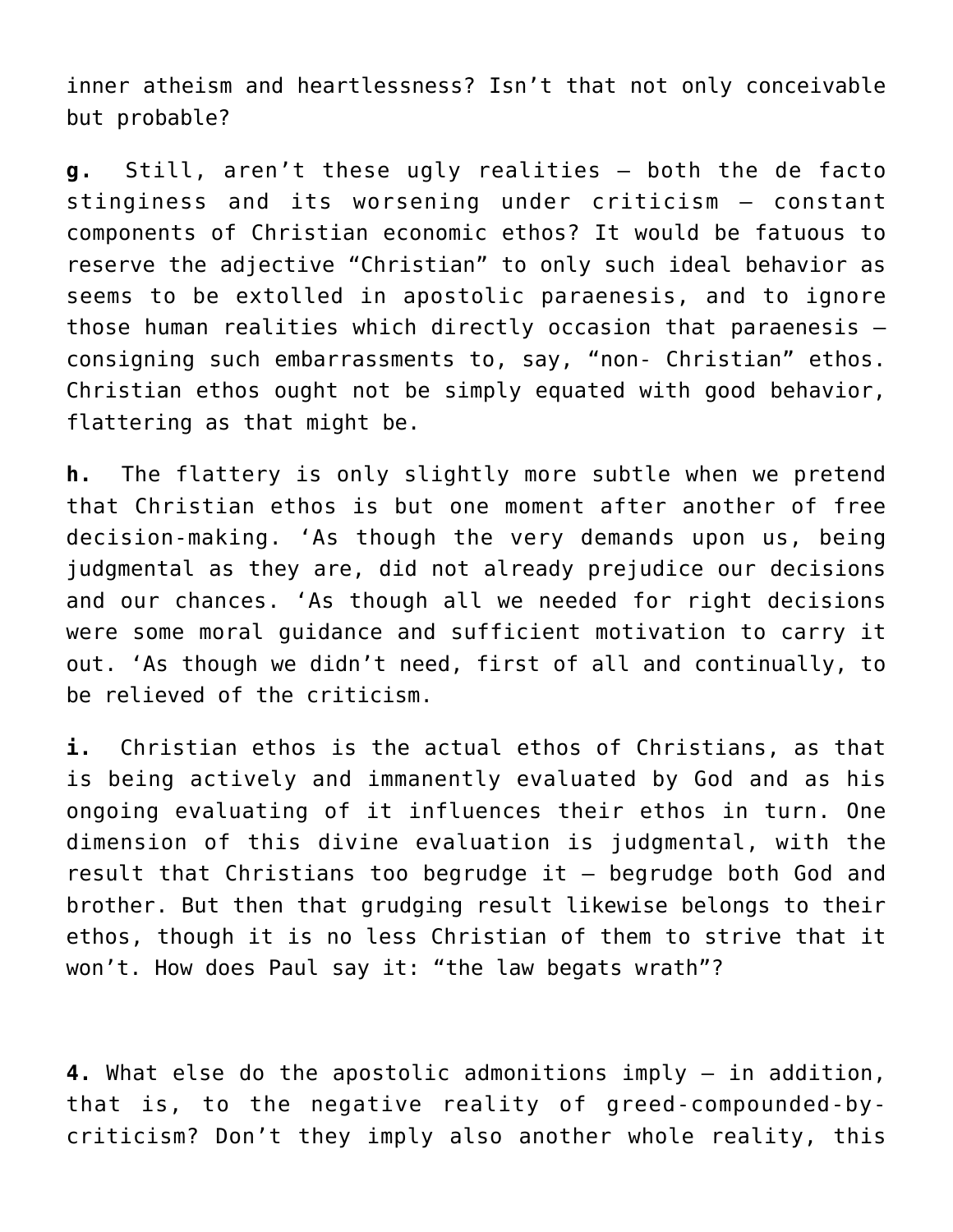inner atheism and heartlessness? Isn't that not only conceivable but probable?

**g.** Still, aren't these ugly realities – both the de facto stinginess and its worsening under criticism – constant components of Christian economic ethos? It would be fatuous to reserve the adjective "Christian" to only such ideal behavior as seems to be extolled in apostolic paraenesis, and to ignore those human realities which directly occasion that paraenesis – consigning such embarrassments to, say, "non- Christian" ethos. Christian ethos ought not be simply equated with good behavior, flattering as that might be.

**h.** The flattery is only slightly more subtle when we pretend that Christian ethos is but one moment after another of free decision-making. 'As though the very demands upon us, being judgmental as they are, did not already prejudice our decisions and our chances. 'As though all we needed for right decisions were some moral guidance and sufficient motivation to carry it out. 'As though we didn't need, first of all and continually, to be relieved of the criticism.

**i.** Christian ethos is the actual ethos of Christians, as that is being actively and immanently evaluated by God and as his ongoing evaluating of it influences their ethos in turn. One dimension of this divine evaluation is judgmental, with the result that Christians too begrudge it – begrudge both God and brother. But then that grudging result likewise belongs to their ethos, though it is no less Christian of them to strive that it won't. How does Paul say it: "the law begats wrath"?

**4.** What else do the apostolic admonitions imply – in addition, that is, to the negative reality of greed-compounded-by-criticism? Don't they imply also another whole reality, this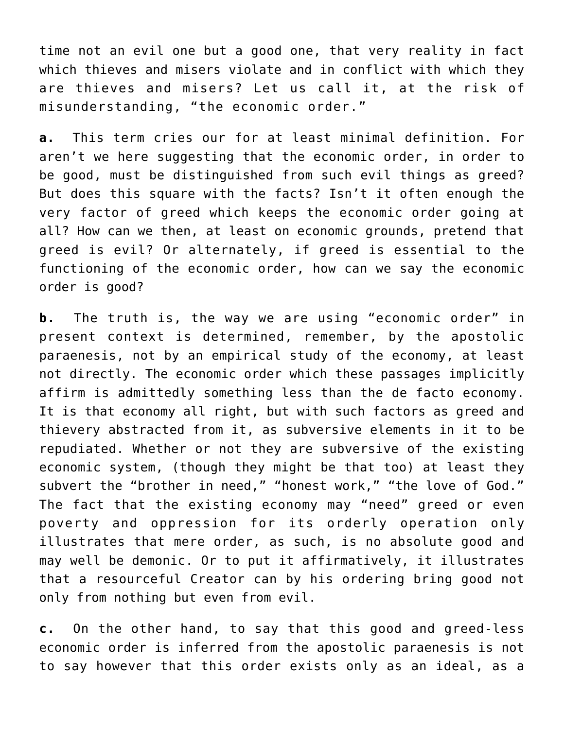time not an evil one but a good one, that very reality in fact which thieves and misers violate and in conflict with which they are thieves and misers? Let us call it, at the risk of misunderstanding, "the economic order."

**a.** This term cries our for at least minimal definition. For aren't we here suggesting that the economic order, in order to be good, must be distinguished from such evil things as greed? But does this square with the facts? Isn't it often enough the very factor of greed which keeps the economic order going at all? How can we then, at least on economic grounds, pretend that greed is evil? Or alternately, if greed is essential to the functioning of the economic order, how can we say the economic order is good?

**b.** The truth is, the way we are using "economic order" in present context is determined, remember, by the apostolic paraenesis, not by an empirical study of the economy, at least not directly. The economic order which these passages implicitly affirm is admittedly something less than the de facto economy. It is that economy all right, but with such factors as greed and thievery abstracted from it, as subversive elements in it to be repudiated. Whether or not they are subversive of the existing economic system, (though they might be that too) at least they subvert the "brother in need," "honest work," "the love of God." The fact that the existing economy may "need" greed or even poverty and oppression for its orderly operation only illustrates that mere order, as such, is no absolute good and may well be demonic. Or to put it affirmatively, it illustrates that a resourceful Creator can by his ordering bring good not only from nothing but even from evil.

**c.** On the other hand, to say that this good and greed-less economic order is inferred from the apostolic paraenesis is not to say however that this order exists only as an ideal, as a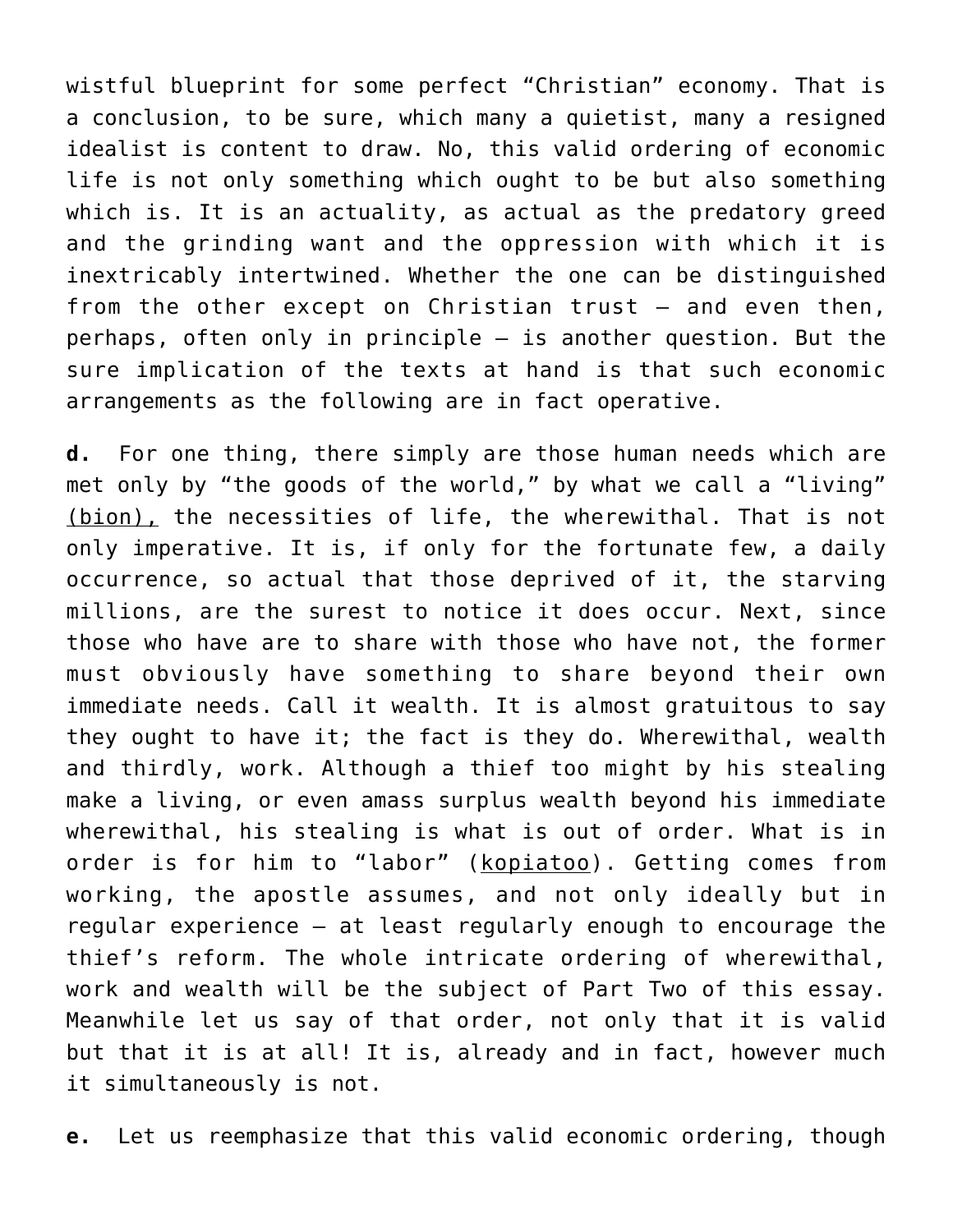wistful blueprint for some perfect "Christian" economy. That is a conclusion, to be sure, which many a quietist, many a resigned idealist is content to draw. No, this valid ordering of economic life is not only something which ought to be but also something which is. It is an actuality, as actual as the predatory greed and the grinding want and the oppression with which it is inextricably intertwined. Whether the one can be distinguished from the other except on Christian trust – and even then, perhaps, often only in principle – is another question. But the sure implication of the texts at hand is that such economic arrangements as the following are in fact operative.

**d.** For one thing, there simply are those human needs which are met only by "the goods of the world," by what we call a "living" <u>(bion),</u> the necessities of life, the wherewithal. That is not only imperative. It is, if only for the fortunate few, a daily occurrence, so actual that those deprived of it, the starving millions, are the surest to notice it does occur. Next, since those who have are to share with those who have not, the former must obviously have something to share beyond their own immediate needs. Call it wealth. It is almost gratuitous to say they ought to have it; the fact is they do. Wherewithal, wealth and thirdly, work. Although a thief too might by his stealing make a living, or even amass surplus wealth beyond his immediate wherewithal, his stealing is what is out of order. What is in order is for him to "labor" (<u>kopiatoo</u>). Getting comes from working, the apostle assumes, and not only ideally but in regular experience – at least regularly enough to encourage the thief's reform. The whole intricate ordering of wherewithal, work and wealth will be the subject of Part Two of this essay. Meanwhile let us say of that order, not only that it is valid but that it is at all! It is, already and in fact, however much it simultaneously is not.

**e.** Let us reemphasize that this valid economic ordering, though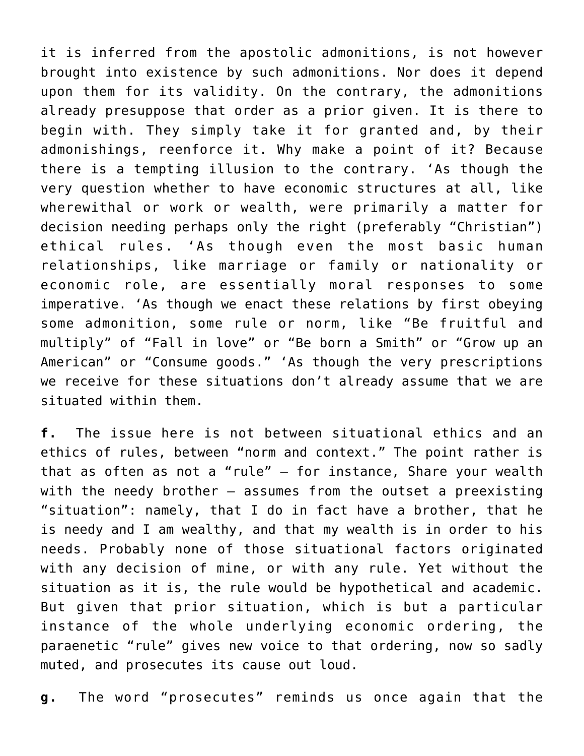it is inferred from the apostolic admonitions, is not however brought into existence by such admonitions. Nor does it depend upon them for its validity. On the contrary, the admonitions already presuppose that order as a prior given. It is there to begin with. They simply take it for granted and, by their admonishings, reenforce it. Why make a point of it? Because there is a tempting illusion to the contrary. 'As though the very question whether to have economic structures at all, like wherewithal or work or wealth, were primarily a matter for decision needing perhaps only the right (preferably "Christian") ethical rules. 'As though even the most basic human relationships, like marriage or family or nationality or economic role, are essentially moral responses to some imperative. 'As though we enact these relations by first obeying some admonition, some rule or norm, like "Be fruitful and multiply" of "Fall in love" or "Be born a Smith" or "Grow up an American" or "Consume goods." 'As though the very prescriptions we receive for these situations don't already assume that we are situated within them.

**f.** The issue here is not between situational ethics and an ethics of rules, between "norm and context." The point rather is that as often as not a "rule" – for instance, Share your wealth with the needy brother – assumes from the outset a preexisting "situation": namely, that I do in fact have a brother, that he is needy and I am wealthy, and that my wealth is in order to his needs. Probably none of those situational factors originated with any decision of mine, or with any rule. Yet without the situation as it is, the rule would be hypothetical and academic. But given that prior situation, which is but a particular instance of the whole underlying economic ordering, the paraenetic "rule" gives new voice to that ordering, now so sadly muted, and prosecutes its cause out loud.

**g.** The word "prosecutes" reminds us once again that the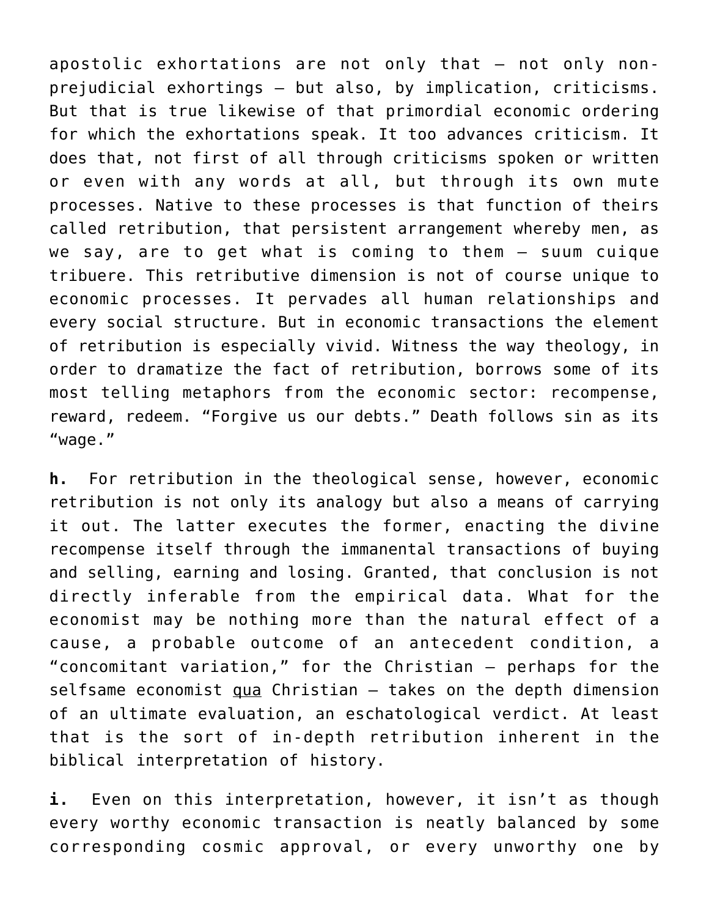apostolic exhortations are not only that – not only non-prejudicial exhortings – but also, by implication, criticisms. But that is true likewise of that primordial economic ordering for which the exhortations speak. It too advances criticism. It does that, not first of all through criticisms spoken or written or even with any words at all, but through its own mute processes. Native to these processes is that function of theirs called retribution, that persistent arrangement whereby men, as we say, are to get what is coming to them – suum cuique tribuere. This retributive dimension is not of course unique to economic processes. It pervades all human relationships and every social structure. But in economic transactions the element of retribution is especially vivid. Witness the way theology, in order to dramatize the fact of retribution, borrows some of its most telling metaphors from the economic sector: recompense, reward, redeem. "Forgive us our debts." Death follows sin as its "wage."

**h.** For retribution in the theological sense, however, economic retribution is not only its analogy but also a means of carrying it out. The latter executes the former, enacting the divine recompense itself through the immanental transactions of buying and selling, earning and losing. Granted, that conclusion is not directly inferable from the empirical data. What for the economist may be nothing more than the natural effect of a cause, a probable outcome of an antecedent condition, a "concomitant variation," for the Christian – perhaps for the selfsame economist <u>qua</u> Christian – takes on the depth dimension of an ultimate evaluation, an eschatological verdict. At least that is the sort of in-depth retribution inherent in the biblical interpretation of history.

**i.** Even on this interpretation, however, it isn't as though every worthy economic transaction is neatly balanced by some corresponding cosmic approval, or every unworthy one by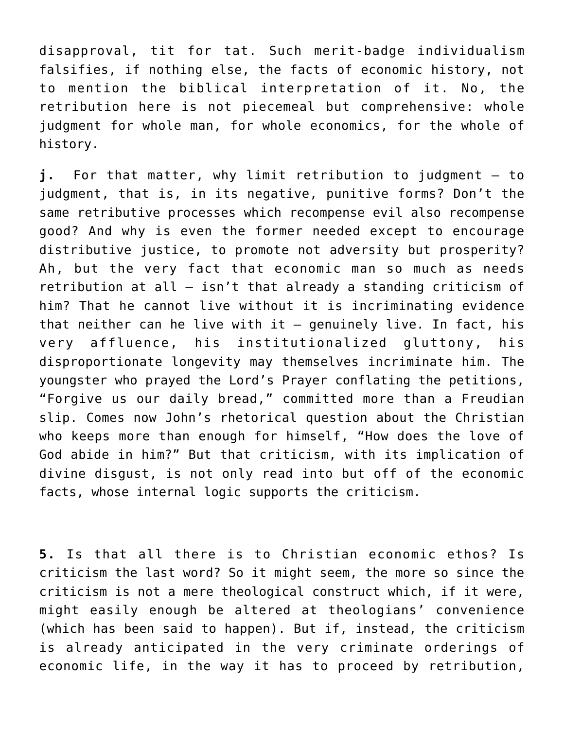disapproval, tit for tat. Such merit-badge individualism falsifies, if nothing else, the facts of economic history, not to mention the biblical interpretation of it. No, the retribution here is not piecemeal but comprehensive: whole judgment for whole man, for whole economics, for the whole of history.

**j.** For that matter, why limit retribution to judgment – to judgment, that is, in its negative, punitive forms? Don't the same retributive processes which recompense evil also recompense good? And why is even the former needed except to encourage distributive justice, to promote not adversity but prosperity? Ah, but the very fact that economic man so much as needs retribution at all – isn't that already a standing criticism of him? That he cannot live without it is incriminating evidence that neither can he live with it – genuinely live. In fact, his very affluence, his institutionalized gluttony, his disproportionate longevity may themselves incriminate him. The youngster who prayed the Lord's Prayer conflating the petitions, "Forgive us our daily bread," committed more than a Freudian slip. Comes now John's rhetorical question about the Christian who keeps more than enough for himself, "How does the love of God abide in him?" But that criticism, with its implication of divine disgust, is not only read into but off of the economic facts, whose internal logic supports the criticism.

**5.** Is that all there is to Christian economic ethos? Is criticism the last word? So it might seem, the more so since the criticism is not a mere theological construct which, if it were, might easily enough be altered at theologians' convenience (which has been said to happen). But if, instead, the criticism is already anticipated in the very criminate orderings of economic life, in the way it has to proceed by retribution,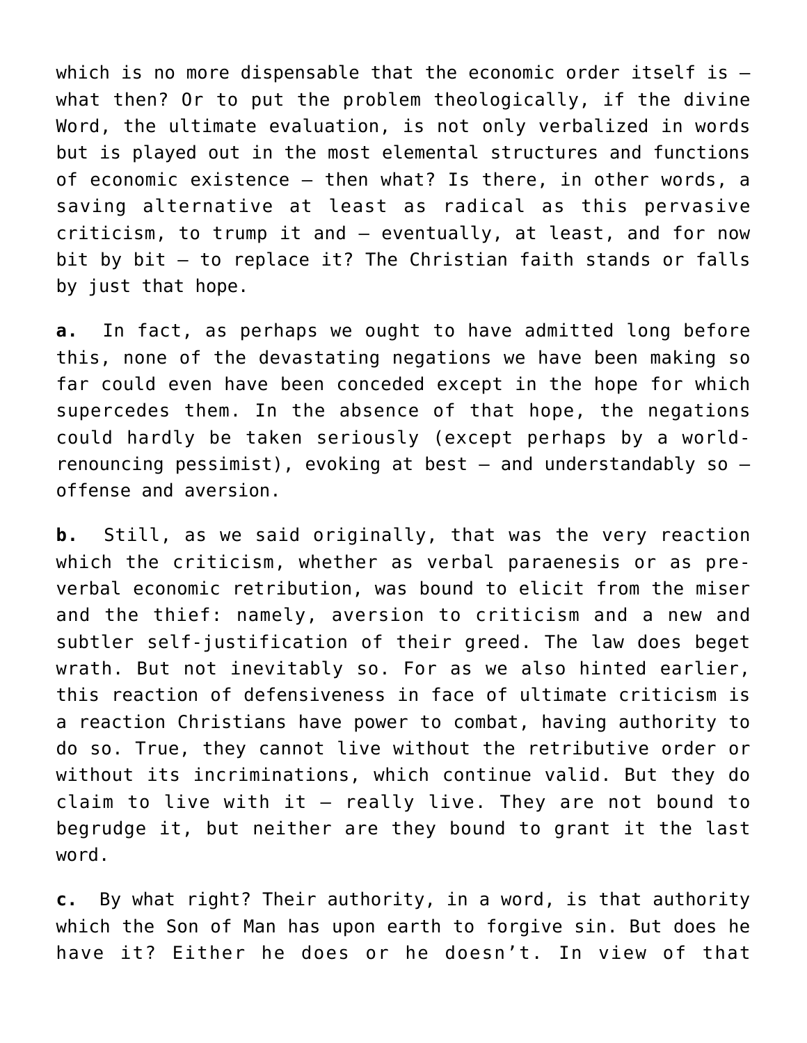which is no more dispensable that the economic order itself is — what then? Or to put the problem theologically, if the divine Word, the ultimate evaluation, is not only verbalized in words but is played out in the most elemental structures and functions of economic existence — then what? Is there, in other words, a saving alternative at least as radical as this pervasive criticism, to trump it and — eventually, at least, and for now bit by bit — to replace it? The Christian faith stands or falls by just that hope.

**a.** In fact, as perhaps we ought to have admitted long before this, none of the devastating negations we have been making so far could even have been conceded except in the hope for which supercedes them. In the absence of that hope, the negations could hardly be taken seriously (except perhaps by a world-renouncing pessimist), evoking at best — and understandably so — offense and aversion.

**b.** Still, as we said originally, that was the very reaction which the criticism, whether as verbal paraenesis or as pre-verbal economic retribution, was bound to elicit from the miser and the thief: namely, aversion to criticism and a new and subtler self-justification of their greed. The law does beget wrath. But not inevitably so. For as we also hinted earlier, this reaction of defensiveness in face of ultimate criticism is a reaction Christians have power to combat, having authority to do so. True, they cannot live without the retributive order or without its incriminations, which continue valid. But they do claim to live with it — really live. They are not bound to begrudge it, but neither are they bound to grant it the last word.

**c.** By what right? Their authority, in a word, is that authority which the Son of Man has upon earth to forgive sin. But does he have it? Either he does or he doesn't. In view of that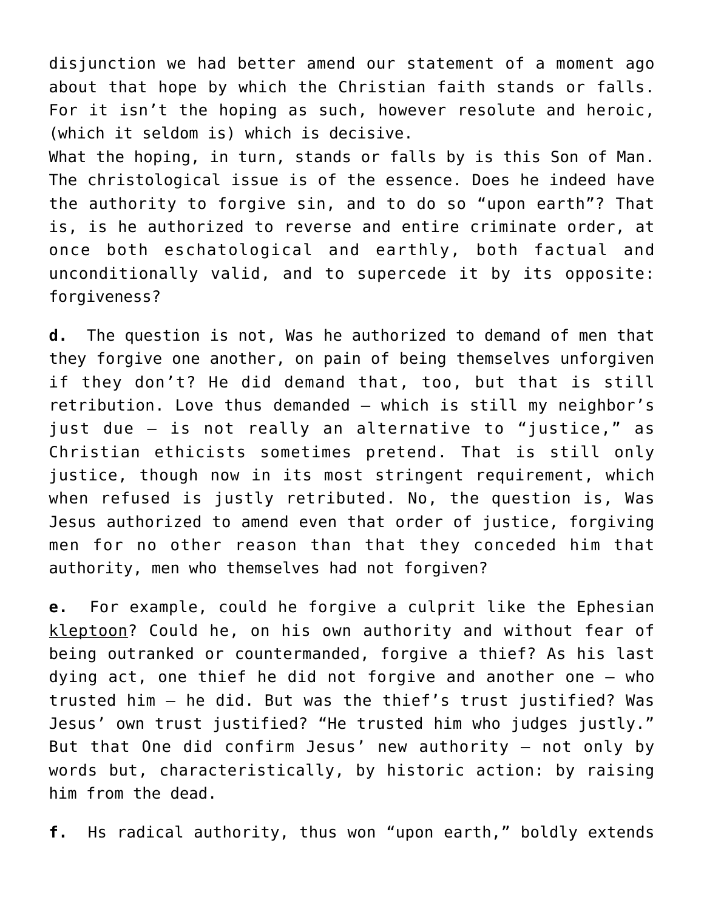disjunction we had better amend our statement of a moment ago about that hope by which the Christian faith stands or falls. For it isn't the hoping as such, however resolute and heroic, (which it seldom is) which is decisive.
What the hoping, in turn, stands or falls by is this Son of Man. The christological issue is of the essence. Does he indeed have the authority to forgive sin, and to do so "upon earth"? That is, is he authorized to reverse and entire criminate order, at once both eschatological and earthly, both factual and unconditionally valid, and to supercede it by its opposite: forgiveness?

**d.** The question is not, Was he authorized to demand of men that they forgive one another, on pain of being themselves unforgiven if they don't? He did demand that, too, but that is still retribution. Love thus demanded – which is still my neighbor's just due – is not really an alternative to "justice," as Christian ethicists sometimes pretend. That is still only justice, though now in its most stringent requirement, which when refused is justly retributed. No, the question is, Was Jesus authorized to amend even that order of justice, forgiving men for no other reason than that they conceded him that authority, men who themselves had not forgiven?

**e.** For example, could he forgive a culprit like the Ephesian kleptoon? Could he, on his own authority and without fear of being outranked or countermanded, forgive a thief? As his last dying act, one thief he did not forgive and another one – who trusted him – he did. But was the thief's trust justified? Was Jesus' own trust justified? "He trusted him who judges justly." But that One did confirm Jesus' new authority – not only by words but, characteristically, by historic action: by raising him from the dead.

**f.** Hs radical authority, thus won "upon earth," boldly extends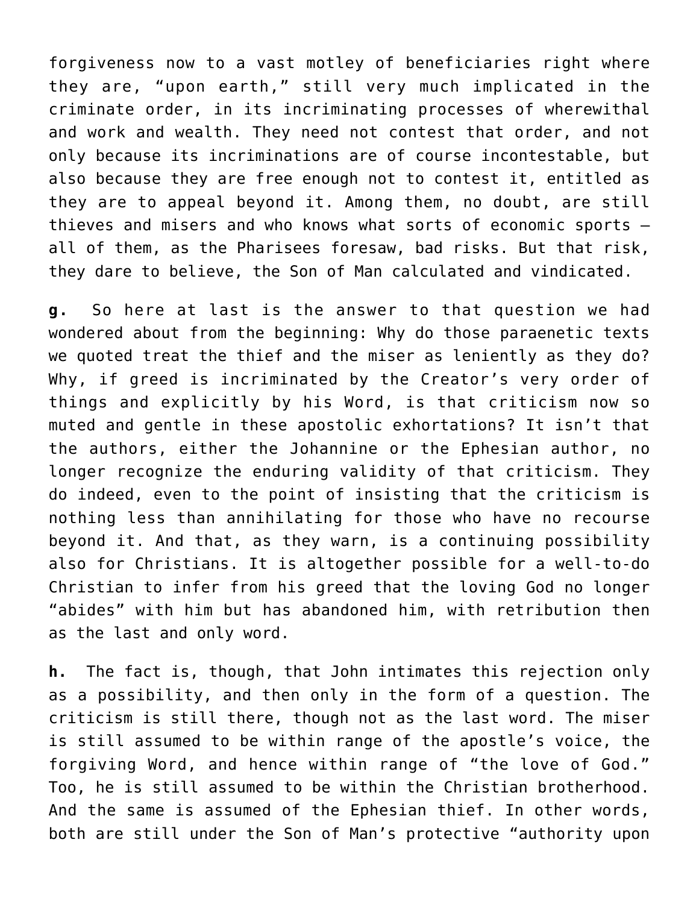forgiveness now to a vast motley of beneficiaries right where they are, "upon earth," still very much implicated in the criminate order, in its incriminating processes of wherewithal and work and wealth. They need not contest that order, and not only because its incriminations are of course incontestable, but also because they are free enough not to contest it, entitled as they are to appeal beyond it. Among them, no doubt, are still thieves and misers and who knows what sorts of economic sports – all of them, as the Pharisees foresaw, bad risks. But that risk, they dare to believe, the Son of Man calculated and vindicated.

**g.** So here at last is the answer to that question we had wondered about from the beginning: Why do those paraenetic texts we quoted treat the thief and the miser as leniently as they do? Why, if greed is incriminated by the Creator's very order of things and explicitly by his Word, is that criticism now so muted and gentle in these apostolic exhortations? It isn't that the authors, either the Johannine or the Ephesian author, no longer recognize the enduring validity of that criticism. They do indeed, even to the point of insisting that the criticism is nothing less than annihilating for those who have no recourse beyond it. And that, as they warn, is a continuing possibility also for Christians. It is altogether possible for a well-to-do Christian to infer from his greed that the loving God no longer "abides" with him but has abandoned him, with retribution then as the last and only word.

**h.** The fact is, though, that John intimates this rejection only as a possibility, and then only in the form of a question. The criticism is still there, though not as the last word. The miser is still assumed to be within range of the apostle's voice, the forgiving Word, and hence within range of "the love of God." Too, he is still assumed to be within the Christian brotherhood. And the same is assumed of the Ephesian thief. In other words, both are still under the Son of Man's protective "authority upon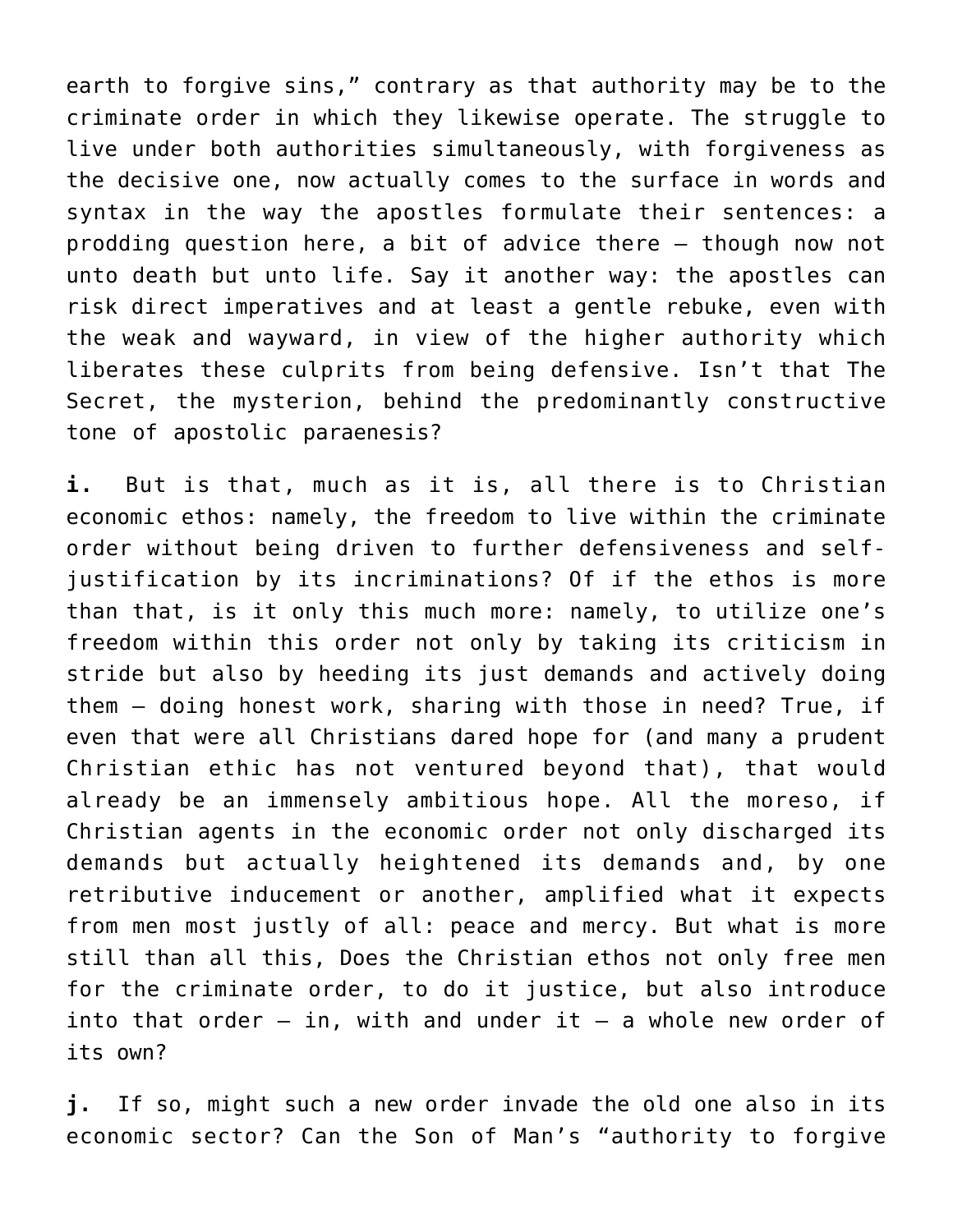earth to forgive sins," contrary as that authority may be to the criminate order in which they likewise operate. The struggle to live under both authorities simultaneously, with forgiveness as the decisive one, now actually comes to the surface in words and syntax in the way the apostles formulate their sentences: a prodding question here, a bit of advice there – though now not unto death but unto life. Say it another way: the apostles can risk direct imperatives and at least a gentle rebuke, even with the weak and wayward, in view of the higher authority which liberates these culprits from being defensive. Isn't that The Secret, the mysterion, behind the predominantly constructive tone of apostolic paraenesis?

**i.** But is that, much as it is, all there is to Christian economic ethos: namely, the freedom to live within the criminate order without being driven to further defensiveness and self-justification by its incriminations? Of if the ethos is more than that, is it only this much more: namely, to utilize one's freedom within this order not only by taking its criticism in stride but also by heeding its just demands and actively doing them – doing honest work, sharing with those in need? True, if even that were all Christians dared hope for (and many a prudent Christian ethic has not ventured beyond that), that would already be an immensely ambitious hope. All the moreso, if Christian agents in the economic order not only discharged its demands but actually heightened its demands and, by one retributive inducement or another, amplified what it expects from men most justly of all: peace and mercy. But what is more still than all this, Does the Christian ethos not only free men for the criminate order, to do it justice, but also introduce into that order – in, with and under it – a whole new order of its own?

**j.** If so, might such a new order invade the old one also in its economic sector? Can the Son of Man's "authority to forgive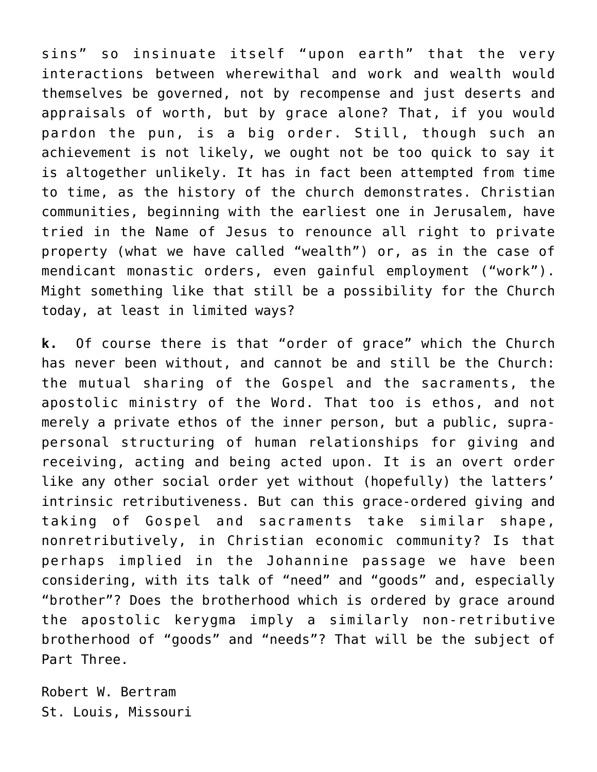sins" so insinuate itself "upon earth" that the very interactions between wherewithal and work and wealth would themselves be governed, not by recompense and just deserts and appraisals of worth, but by grace alone? That, if you would pardon the pun, is a big order. Still, though such an achievement is not likely, we ought not be too quick to say it is altogether unlikely. It has in fact been attempted from time to time, as the history of the church demonstrates. Christian communities, beginning with the earliest one in Jerusalem, have tried in the Name of Jesus to renounce all right to private property (what we have called "wealth") or, as in the case of mendicant monastic orders, even gainful employment ("work"). Might something like that still be a possibility for the Church today, at least in limited ways?

**k.** Of course there is that "order of grace" which the Church has never been without, and cannot be and still be the Church: the mutual sharing of the Gospel and the sacraments, the apostolic ministry of the Word. That too is ethos, and not merely a private ethos of the inner person, but a public, supra-personal structuring of human relationships for giving and receiving, acting and being acted upon. It is an overt order like any other social order yet without (hopefully) the latters' intrinsic retributiveness. But can this grace-ordered giving and taking of Gospel and sacraments take similar shape, nonretributively, in Christian economic community? Is that perhaps implied in the Johannine passage we have been considering, with its talk of "need" and "goods" and, especially "brother"? Does the brotherhood which is ordered by grace around the apostolic kerygma imply a similarly non-retributive brotherhood of "goods" and "needs"? That will be the subject of Part Three.

Robert W. Bertram
St. Louis, Missouri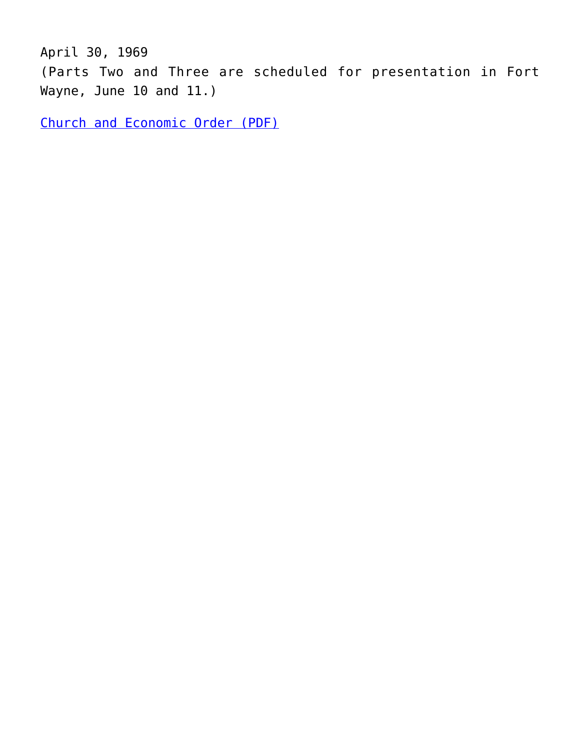April 30, 1969
(Parts Two and Three are scheduled for presentation in Fort Wayne, June 10 and 11.)

Church and Economic Order (PDF)